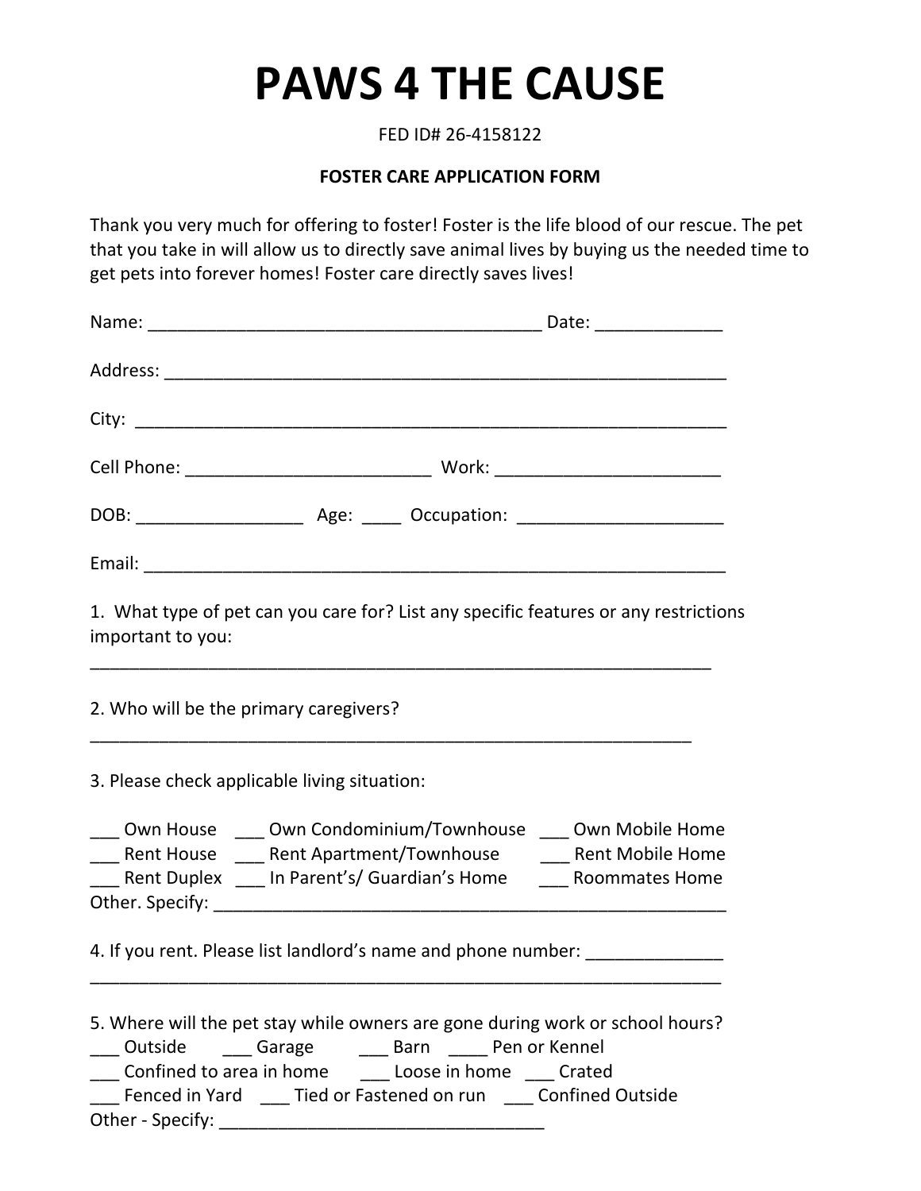# PAWS 4 THE CAUSE

FED ID# 26-4158122

**FOSTER CARE APPLICATION FORM**

Thank you very much for offering to foster! Foster is the life blood of our rescue. The pet that you take in will allow us to directly save animal lives by buying us the needed time to get pets into forever homes! Foster care directly saves lives!

Name: ________________________________________ Date: _____________

Address: __________________________________________________________

City: _____________________________________________________________

Cell Phone: _________________________ Work: _______________________

DOB: _________________ Age: ____ Occupation: _____________________

Email: ____________________________________________________________

1. What type of pet can you care for? List any specific features or any restrictions important to you:
_______________________________________________________________

2. Who will be the primary caregivers?
_____________________________________________________________

3. Please check applicable living situation:

___ Own House ___ Own Condominium/Townhouse ___ Own Mobile Home
___ Rent House ___ Rent Apartment/Townhouse ___ Rent Mobile Home
___ Rent Duplex ___ In Parent's/ Guardian's Home ___ Roommates Home
Other. Specify: _____________________________________________________

4. If you rent. Please list landlord's name and phone number: ______________
________________________________________________________________

5. Where will the pet stay while owners are gone during work or school hours?
___ Outside ___ Garage ___ Barn ____ Pen or Kennel
___ Confined to area in home ___ Loose in home ___ Crated
___ Fenced in Yard ___ Tied or Fastened on run ___ Confined Outside
Other - Specify: _________________________________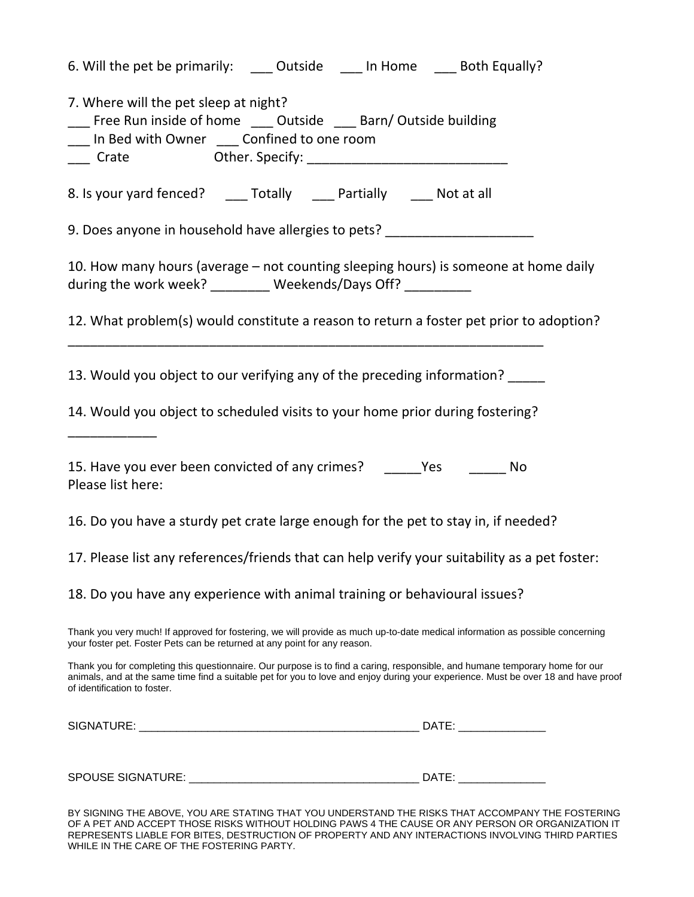6. Will the pet be primarily: ___ Outside ___ In Home ___ Both Equally?

7. Where will the pet sleep at night?
___ Free Run inside of home ___ Outside ___ Barn/ Outside building
___ In Bed with Owner ___ Confined to one room
___ Crate Other. Specify: ___________________________

8. Is your yard fenced? ___ Totally ___ Partially ___ Not at all

9. Does anyone in household have allergies to pets? ____________________

10. How many hours (average – not counting sleeping hours) is someone at home daily during the work week? ________ Weekends/Days Off? _________

12. What problem(s) would constitute a reason to return a foster pet prior to adoption?
_________________________________________________________________

13. Would you object to our verifying any of the preceding information? _____

14. Would you object to scheduled visits to your home prior during fostering?
____________

15. Have you ever been convicted of any crimes? _____Yes _____ No
Please list here:

16. Do you have a sturdy pet crate large enough for the pet to stay in, if needed?

17. Please list any references/friends that can help verify your suitability as a pet foster:

18. Do you have any experience with animal training or behavioural issues?

Thank you very much! If approved for fostering, we will provide as much up-to-date medical information as possible concerning your foster pet. Foster Pets can be returned at any point for any reason.

Thank you for completing this questionnaire. Our purpose is to find a caring, responsible, and humane temporary home for our animals, and at the same time find a suitable pet for you to love and enjoy during your experience. Must be over 18 and have proof of identification to foster.

SIGNATURE: _____________________________________________ DATE: ______________

SPOUSE SIGNATURE: ____________________________________ DATE: ______________

BY SIGNING THE ABOVE, YOU ARE STATING THAT YOU UNDERSTAND THE RISKS THAT ACCOMPANY THE FOSTERING OF A PET AND ACCEPT THOSE RISKS WITHOUT HOLDING PAWS 4 THE CAUSE OR ANY PERSON OR ORGANIZATION IT REPRESENTS LIABLE FOR BITES, DESTRUCTION OF PROPERTY AND ANY INTERACTIONS INVOLVING THIRD PARTIES WHILE IN THE CARE OF THE FOSTERING PARTY.